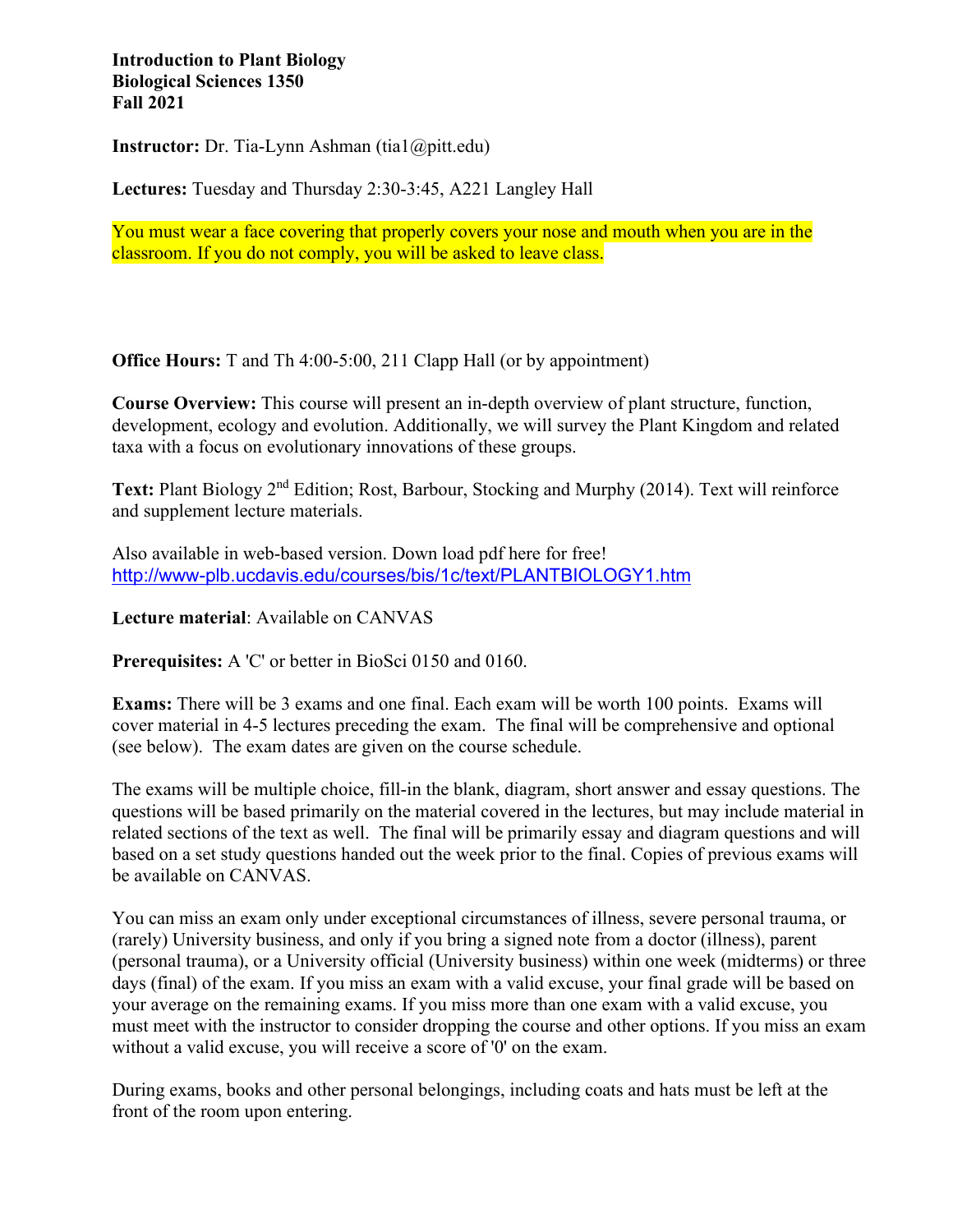**Introduction to Plant Biology**
**Biological Sciences 1350**
**Fall 2021**

**Instructor:** Dr. Tia-Lynn Ashman (tia1@pitt.edu)

**Lectures:** Tuesday and Thursday 2:30-3:45, A221 Langley Hall

You must wear a face covering that properly covers your nose and mouth when you are in the classroom. If you do not comply, you will be asked to leave class.

**Office Hours:** T and Th 4:00-5:00, 211 Clapp Hall (or by appointment)

**Course Overview:** This course will present an in-depth overview of plant structure, function, development, ecology and evolution. Additionally, we will survey the Plant Kingdom and related taxa with a focus on evolutionary innovations of these groups.

**Text:** Plant Biology 2nd Edition; Rost, Barbour, Stocking and Murphy (2014). Text will reinforce and supplement lecture materials.

Also available in web-based version. Down load pdf here for free!
http://www-plb.ucdavis.edu/courses/bis/1c/text/PLANTBIOLOGY1.htm

**Lecture material**: Available on CANVAS

**Prerequisites:** A 'C' or better in BioSci 0150 and 0160.

**Exams:** There will be 3 exams and one final. Each exam will be worth 100 points. Exams will cover material in 4-5 lectures preceding the exam. The final will be comprehensive and optional (see below). The exam dates are given on the course schedule.

The exams will be multiple choice, fill-in the blank, diagram, short answer and essay questions. The questions will be based primarily on the material covered in the lectures, but may include material in related sections of the text as well. The final will be primarily essay and diagram questions and will based on a set study questions handed out the week prior to the final. Copies of previous exams will be available on CANVAS.

You can miss an exam only under exceptional circumstances of illness, severe personal trauma, or (rarely) University business, and only if you bring a signed note from a doctor (illness), parent (personal trauma), or a University official (University business) within one week (midterms) or three days (final) of the exam. If you miss an exam with a valid excuse, your final grade will be based on your average on the remaining exams. If you miss more than one exam with a valid excuse, you must meet with the instructor to consider dropping the course and other options. If you miss an exam without a valid excuse, you will receive a score of '0' on the exam.

During exams, books and other personal belongings, including coats and hats must be left at the front of the room upon entering.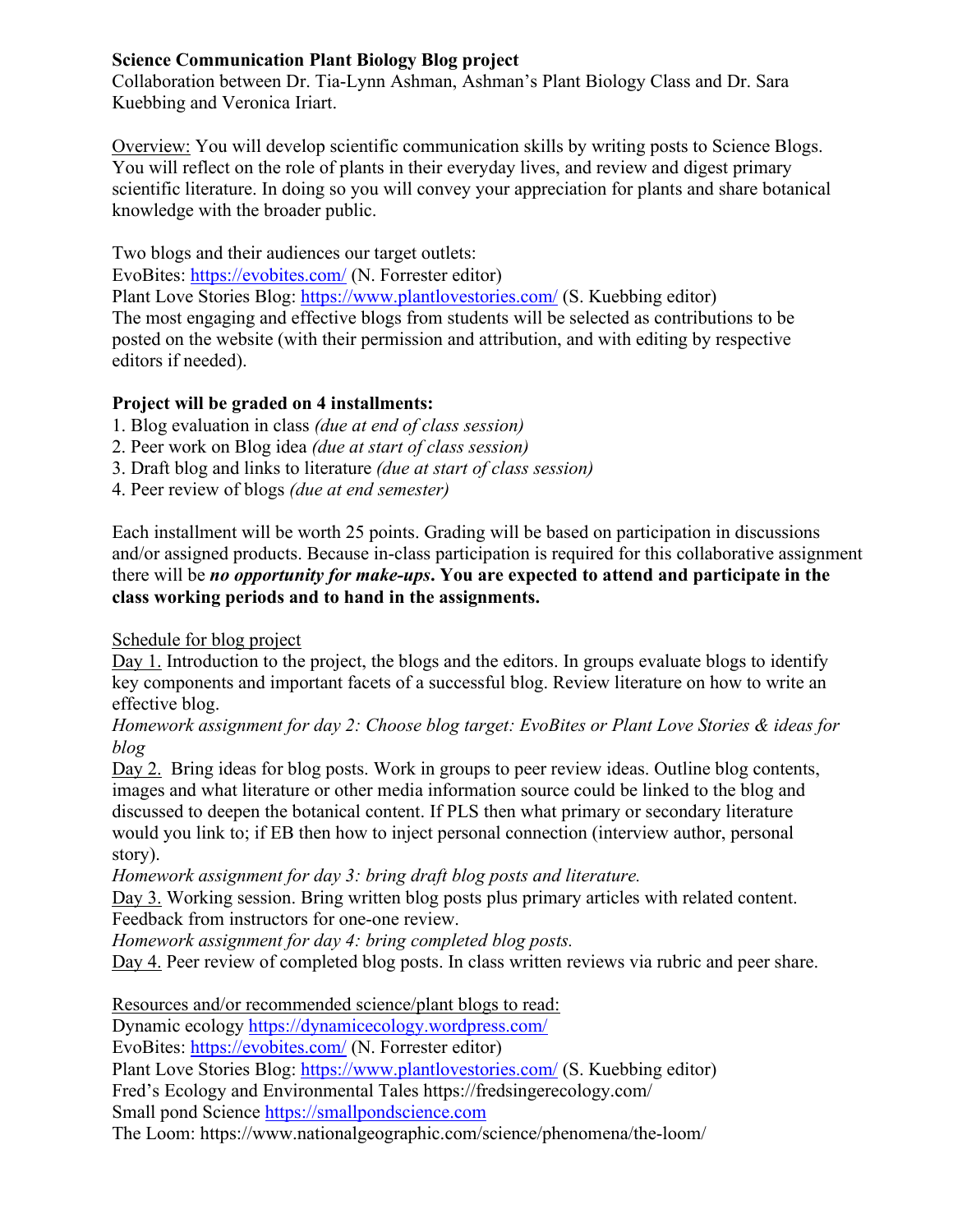**Science Communication Plant Biology Blog project**
Collaboration between Dr. Tia-Lynn Ashman, Ashman's Plant Biology Class and Dr. Sara Kuebbing and Veronica Iriart.

Overview: You will develop scientific communication skills by writing posts to Science Blogs. You will reflect on the role of plants in their everyday lives, and review and digest primary scientific literature. In doing so you will convey your appreciation for plants and share botanical knowledge with the broader public.

Two blogs and their audiences our target outlets:
EvoBites: https://evobites.com/ (N. Forrester editor)
Plant Love Stories Blog: https://www.plantlovestories.com/ (S. Kuebbing editor)
The most engaging and effective blogs from students will be selected as contributions to be posted on the website (with their permission and attribution, and with editing by respective editors if needed).

**Project will be graded on 4 installments:**

1. Blog evaluation in class *(due at end of class session)*
2. Peer work on Blog idea *(due at start of class session)*
3. Draft blog and links to literature *(due at start of class session)*
4. Peer review of blogs *(due at end semester)*

Each installment will be worth 25 points. Grading will be based on participation in discussions and/or assigned products. Because in-class participation is required for this collaborative assignment there will be ***no opportunity for make-ups*. You are expected to attend and participate in the class working periods and to hand in the assignments.**

Schedule for blog project

Day 1. Introduction to the project, the blogs and the editors. In groups evaluate blogs to identify key components and important facets of a successful blog. Review literature on how to write an effective blog.
*Homework assignment for day 2: Choose blog target: EvoBites or Plant Love Stories & ideas for blog*

Day 2. Bring ideas for blog posts. Work in groups to peer review ideas. Outline blog contents, images and what literature or other media information source could be linked to the blog and discussed to deepen the botanical content. If PLS then what primary or secondary literature would you link to; if EB then how to inject personal connection (interview author, personal story).
*Homework assignment for day 3: bring draft blog posts and literature.*

Day 3. Working session. Bring written blog posts plus primary articles with related content. Feedback from instructors for one-one review.
*Homework assignment for day 4: bring completed blog posts.*

Day 4. Peer review of completed blog posts. In class written reviews via rubric and peer share.

Resources and/or recommended science/plant blogs to read:
Dynamic ecology https://dynamicecology.wordpress.com/
EvoBites: https://evobites.com/ (N. Forrester editor)
Plant Love Stories Blog: https://www.plantlovestories.com/ (S. Kuebbing editor)
Fred's Ecology and Environmental Tales https://fredsingerecology.com/
Small pond Science https://smallpondscience.com
The Loom: https://www.nationalgeographic.com/science/phenomena/the-loom/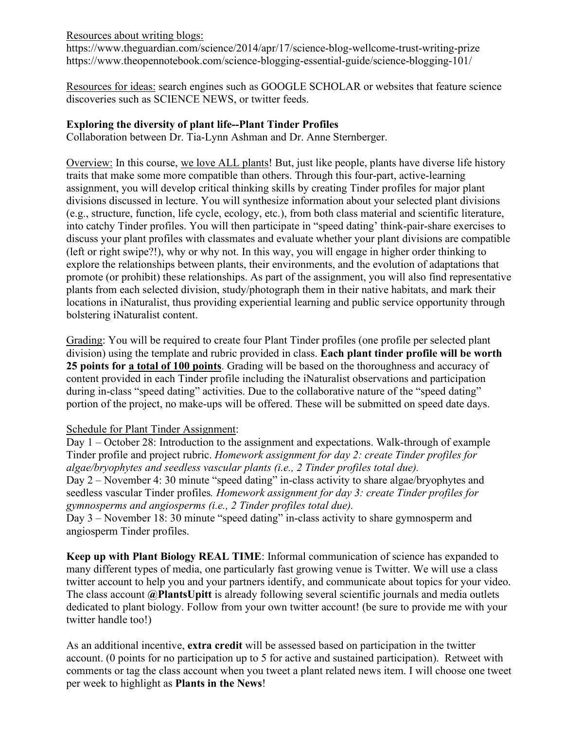Resources about writing blogs:
https://www.theguardian.com/science/2014/apr/17/science-blog-wellcome-trust-writing-prize
https://www.theopennotebook.com/science-blogging-essential-guide/science-blogging-101/

Resources for ideas: search engines such as GOOGLE SCHOLAR or websites that feature science discoveries such as SCIENCE NEWS, or twitter feeds.

**Exploring the diversity of plant life--Plant Tinder Profiles**
Collaboration between Dr. Tia-Lynn Ashman and Dr. Anne Sternberger.

Overview: In this course, we love ALL plants! But, just like people, plants have diverse life history traits that make some more compatible than others. Through this four-part, active-learning assignment, you will develop critical thinking skills by creating Tinder profiles for major plant divisions discussed in lecture. You will synthesize information about your selected plant divisions (e.g., structure, function, life cycle, ecology, etc.), from both class material and scientific literature, into catchy Tinder profiles. You will then participate in "speed dating' think-pair-share exercises to discuss your plant profiles with classmates and evaluate whether your plant divisions are compatible (left or right swipe?!), why or why not. In this way, you will engage in higher order thinking to explore the relationships between plants, their environments, and the evolution of adaptations that promote (or prohibit) these relationships. As part of the assignment, you will also find representative plants from each selected division, study/photograph them in their native habitats, and mark their locations in iNaturalist, thus providing experiential learning and public service opportunity through bolstering iNaturalist content.

Grading: You will be required to create four Plant Tinder profiles (one profile per selected plant division) using the template and rubric provided in class. **Each plant tinder profile will be worth 25 points for a total of 100 points**. Grading will be based on the thoroughness and accuracy of content provided in each Tinder profile including the iNaturalist observations and participation during in-class "speed dating" activities. Due to the collaborative nature of the "speed dating" portion of the project, no make-ups will be offered. These will be submitted on speed date days.

Schedule for Plant Tinder Assignment:
Day 1 – October 28: Introduction to the assignment and expectations. Walk-through of example Tinder profile and project rubric. *Homework assignment for day 2: create Tinder profiles for algae/bryophytes and seedless vascular plants (i.e., 2 Tinder profiles total due).*
Day 2 – November 4: 30 minute "speed dating" in-class activity to share algae/bryophytes and seedless vascular Tinder profiles*. Homework assignment for day 3: create Tinder profiles for gymnosperms and angiosperms (i.e., 2 Tinder profiles total due).*
Day 3 – November 18: 30 minute "speed dating" in-class activity to share gymnosperm and angiosperm Tinder profiles.

**Keep up with Plant Biology REAL TIME**: Informal communication of science has expanded to many different types of media, one particularly fast growing venue is Twitter. We will use a class twitter account to help you and your partners identify, and communicate about topics for your video. The class account **@PlantsUpitt** is already following several scientific journals and media outlets dedicated to plant biology. Follow from your own twitter account! (be sure to provide me with your twitter handle too!)

As an additional incentive, **extra credit** will be assessed based on participation in the twitter account. (0 points for no participation up to 5 for active and sustained participation). Retweet with comments or tag the class account when you tweet a plant related news item. I will choose one tweet per week to highlight as **Plants in the News**!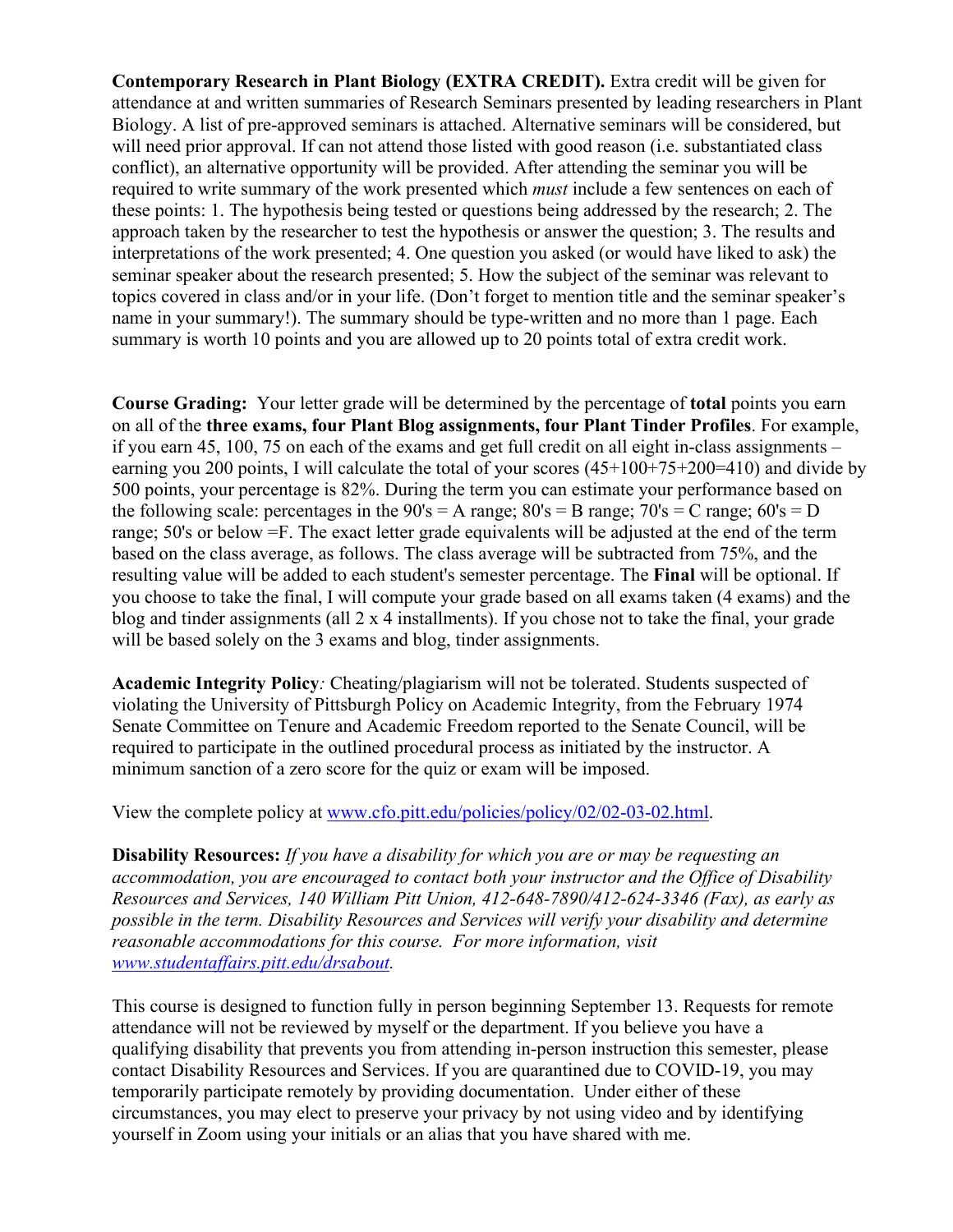**Contemporary Research in Plant Biology (EXTRA CREDIT).** Extra credit will be given for attendance at and written summaries of Research Seminars presented by leading researchers in Plant Biology. A list of pre-approved seminars is attached. Alternative seminars will be considered, but will need prior approval. If can not attend those listed with good reason (i.e. substantiated class conflict), an alternative opportunity will be provided. After attending the seminar you will be required to write summary of the work presented which *must* include a few sentences on each of these points: 1. The hypothesis being tested or questions being addressed by the research; 2. The approach taken by the researcher to test the hypothesis or answer the question; 3. The results and interpretations of the work presented; 4. One question you asked (or would have liked to ask) the seminar speaker about the research presented; 5. How the subject of the seminar was relevant to topics covered in class and/or in your life. (Don't forget to mention title and the seminar speaker's name in your summary!). The summary should be type-written and no more than 1 page. Each summary is worth 10 points and you are allowed up to 20 points total of extra credit work.

**Course Grading:** Your letter grade will be determined by the percentage of **total** points you earn on all of the **three exams, four Plant Blog assignments, four Plant Tinder Profiles**. For example, if you earn 45, 100, 75 on each of the exams and get full credit on all eight in-class assignments – earning you 200 points, I will calculate the total of your scores (45+100+75+200=410) and divide by 500 points, your percentage is 82%. During the term you can estimate your performance based on the following scale: percentages in the 90's = A range; 80's = B range; 70's = C range; 60's = D range; 50's or below =F. The exact letter grade equivalents will be adjusted at the end of the term based on the class average, as follows. The class average will be subtracted from 75%, and the resulting value will be added to each student's semester percentage. The **Final** will be optional. If you choose to take the final, I will compute your grade based on all exams taken (4 exams) and the blog and tinder assignments (all 2 x 4 installments). If you chose not to take the final, your grade will be based solely on the 3 exams and blog, tinder assignments.

**Academic Integrity Policy***:* Cheating/plagiarism will not be tolerated. Students suspected of violating the University of Pittsburgh Policy on Academic Integrity, from the February 1974 Senate Committee on Tenure and Academic Freedom reported to the Senate Council, will be required to participate in the outlined procedural process as initiated by the instructor. A minimum sanction of a zero score for the quiz or exam will be imposed.

View the complete policy at [www.cfo.pitt.edu/policies/policy/02/02-03-02.html](http://www.cfo.pitt.edu/policies/policy/02/02-03-02.html).

**Disability Resources:** *If you have a disability for which you are or may be requesting an accommodation, you are encouraged to contact both your instructor and the Office of Disability Resources and Services, 140 William Pitt Union, 412-648-7890/412-624-3346 (Fax), as early as possible in the term. Disability Resources and Services will verify your disability and determine reasonable accommodations for this course. For more information, visit [www.studentaffairs.pitt.edu/drsabout](http://www.studentaffairs.pitt.edu/drsabout).*

This course is designed to function fully in person beginning September 13. Requests for remote attendance will not be reviewed by myself or the department. If you believe you have a qualifying disability that prevents you from attending in-person instruction this semester, please contact Disability Resources and Services. If you are quarantined due to COVID-19, you may temporarily participate remotely by providing documentation. Under either of these circumstances, you may elect to preserve your privacy by not using video and by identifying yourself in Zoom using your initials or an alias that you have shared with me.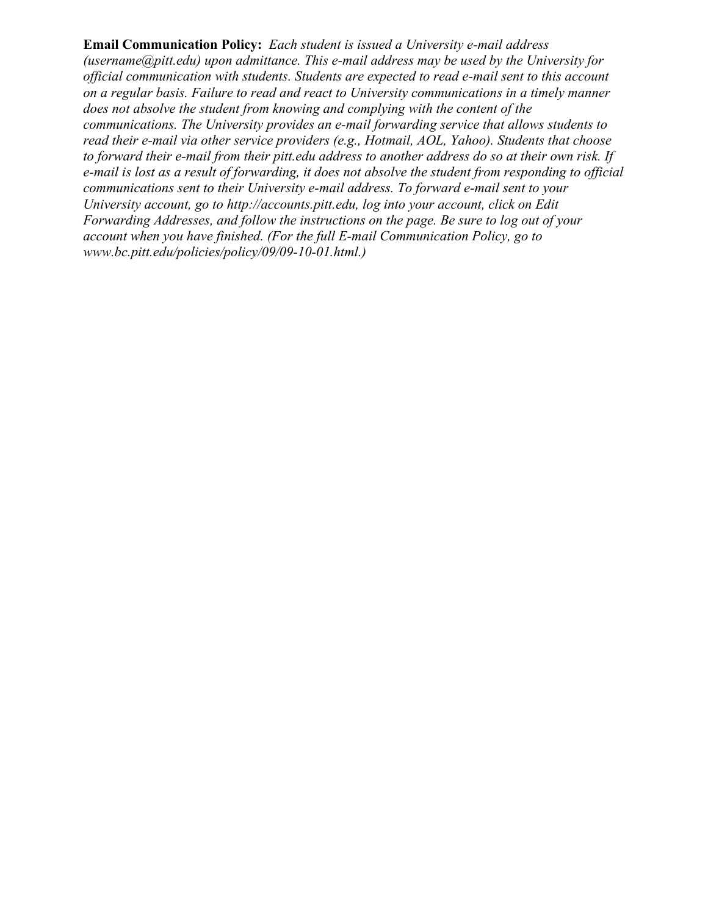**Email Communication Policy:** *Each student is issued a University e-mail address (username@pitt.edu) upon admittance. This e-mail address may be used by the University for official communication with students. Students are expected to read e-mail sent to this account on a regular basis. Failure to read and react to University communications in a timely manner does not absolve the student from knowing and complying with the content of the communications. The University provides an e-mail forwarding service that allows students to read their e-mail via other service providers (e.g., Hotmail, AOL, Yahoo). Students that choose to forward their e-mail from their pitt.edu address to another address do so at their own risk. If e-mail is lost as a result of forwarding, it does not absolve the student from responding to official communications sent to their University e-mail address. To forward e-mail sent to your University account, go to http://accounts.pitt.edu, log into your account, click on Edit Forwarding Addresses, and follow the instructions on the page. Be sure to log out of your account when you have finished. (For the full E-mail Communication Policy, go to www.bc.pitt.edu/policies/policy/09/09-10-01.html.)*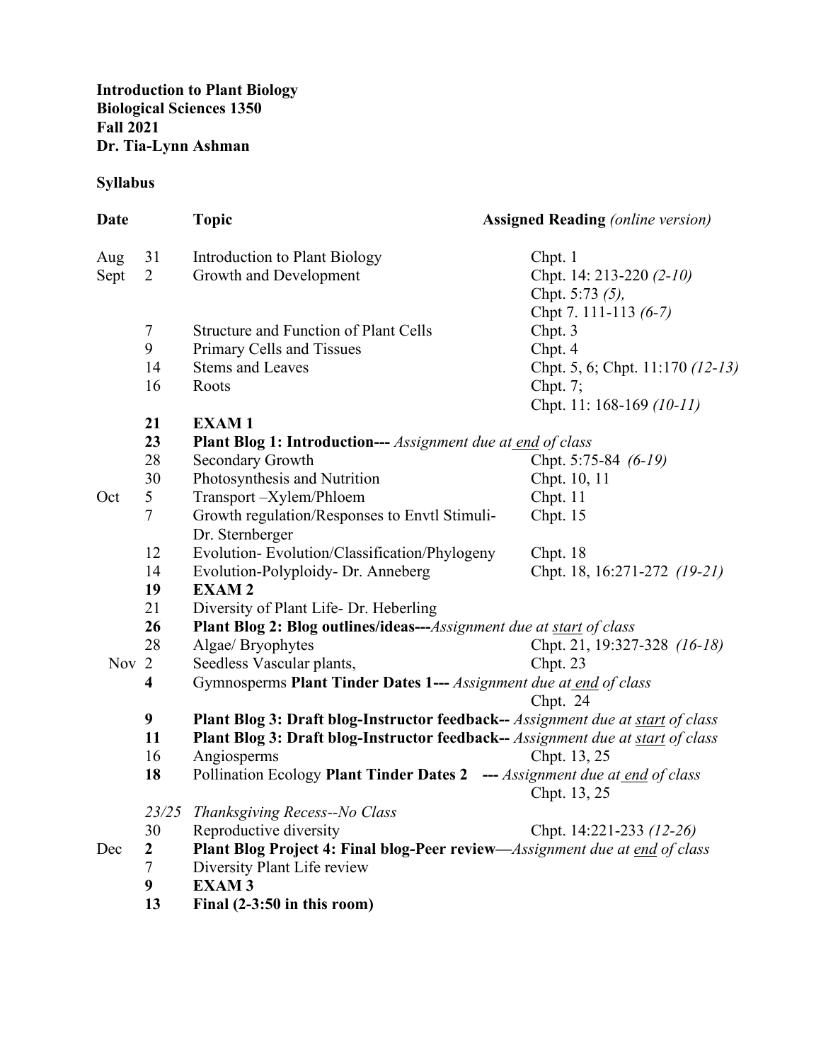**Introduction to Plant Biology**
**Biological Sciences 1350**
**Fall 2021**
**Dr. Tia-Lynn Ashman**

**Syllabus**

| Date | | Topic | Assigned Reading *(online version)* |
|---|---|---|---|
| Aug | 31 | Introduction to Plant Biology | Chpt. 1 |
| Sept | 2 | Growth and Development | Chpt. 14: 213-220 *(2-10)*<br>Chpt. 5:73 *(5),*<br>Chpt 7. 111-113 *(6-7)* |
| | 7 | Structure and Function of Plant Cells | Chpt. 3 |
| | 9 | Primary Cells and Tissues | Chpt. 4 |
| | 14 | Stems and Leaves | Chpt. 5, 6; Chpt. 11:170 *(12-13)* |
| | 16 | Roots | Chpt. 7;<br>Chpt. 11: 168-169 *(10-11)* |
| | **21** | **EXAM 1** | |
| | **23** | **Plant Blog 1: Introduction---** *Assignment due at end of class* | |
| | 28 | Secondary Growth | Chpt. 5:75-84 *(6-19)* |
| | 30 | Photosynthesis and Nutrition | Chpt. 10, 11 |
| Oct | 5 | Transport –Xylem/Phloem | Chpt. 11 |
| | 7 | Growth regulation/Responses to Envtl Stimuli- Dr. Sternberger | Chpt. 15 |
| | 12 | Evolution- Evolution/Classification/Phylogeny | Chpt. 18 |
| | 14 | Evolution-Polyploidy- Dr. Anneberg | Chpt. 18, 16:271-272 *(19-21)* |
| | **19** | **EXAM 2** | |
| | 21 | Diversity of Plant Life- Dr. Heberling | |
| | **26** | **Plant Blog 2: Blog outlines/ideas---***Assignment due at start of class* | |
| | 28 | Algae/ Bryophytes | Chpt. 21, 19:327-328 *(16-18)* |
| Nov | 2 | Seedless Vascular plants, | Chpt. 23 |
| | **4** | Gymnosperms **Plant Tinder Dates 1---** *Assignment due at end of class* | Chpt. 24 |
| | **9** | **Plant Blog 3: Draft blog-Instructor feedback--** *Assignment due at start of class* | |
| | **11** | **Plant Blog 3: Draft blog-Instructor feedback--** *Assignment due at start of class* | |
| | 16 | Angiosperms | Chpt. 13, 25 |
| | **18** | Pollination Ecology **Plant Tinder Dates 2 ---** *Assignment due at end of class* | Chpt. 13, 25 |
| | *23/25* | *Thanksgiving Recess--No Class* | |
| | 30 | Reproductive diversity | Chpt. 14:221-233 *(12-26)* |
| Dec | **2** | **Plant Blog Project 4: Final blog-Peer review—***Assignment due at end of class* | |
| | 7 | Diversity Plant Life review | |
| | **9** | **EXAM 3** | |
| | **13** | **Final (2-3:50 in this room)** | |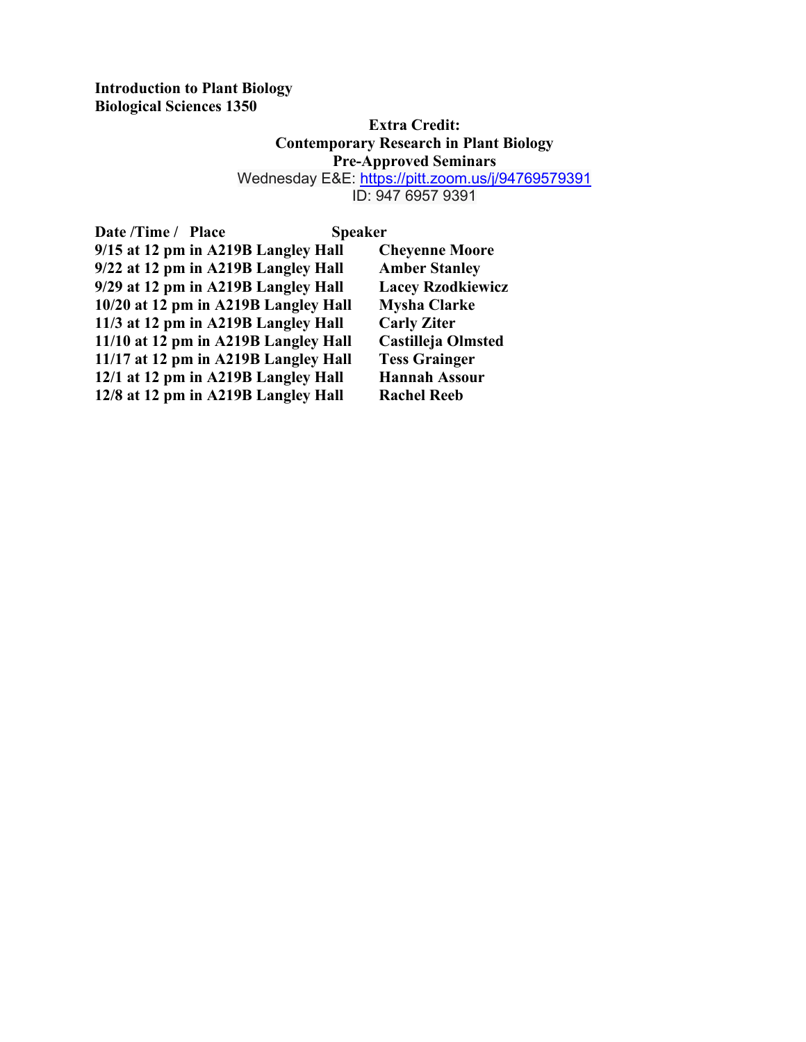**Introduction to Plant Biology**
**Biological Sciences 1350**

**Extra Credit:**
**Contemporary Research in Plant Biology**
**Pre-Approved Seminars**
Wednesday E&E: https://pitt.zoom.us/j/94769579391
ID: 947 6957 9391

| Date /Time / Place | Speaker |
|---|---|
| 9/15 at 12 pm in A219B Langley Hall | Cheyenne Moore |
| 9/22 at 12 pm in A219B Langley Hall | Amber Stanley |
| 9/29 at 12 pm in A219B Langley Hall | Lacey Rzodkiewicz |
| 10/20 at 12 pm in A219B Langley Hall | Mysha Clarke |
| 11/3 at 12 pm in A219B Langley Hall | Carly Ziter |
| 11/10 at 12 pm in A219B Langley Hall | Castilleja Olmsted |
| 11/17 at 12 pm in A219B Langley Hall | Tess Grainger |
| 12/1 at 12 pm in A219B Langley Hall | Hannah Assour |
| 12/8 at 12 pm in A219B Langley Hall | Rachel Reeb |